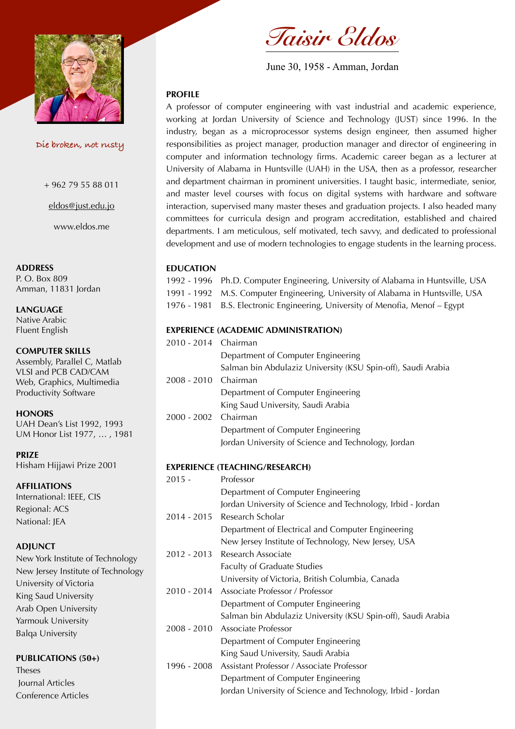# Taisir Eldos

June 30, 1958 - Amman, Jordan

Die broken, not rusty

+ 962 79 55 88 011

eldos@just.edu.jo

www.eldos.me

**ADDRESS**
P. O. Box 809
Amman, 11831 Jordan

**LANGUAGE**
Native Arabic
Fluent English

**COMPUTER SKILLS**
Assembly, Parallel C, Matlab
VLSI and PCB CAD/CAM
Web, Graphics, Multimedia
Productivity Software

**HONORS**
UAH Dean's List 1992, 1993
UM Honor List 1977, … , 1981

**PRIZE**
Hisham Hijjawi Prize 2001

**AFFILIATIONS**
International: IEEE, CIS
Regional: ACS
National: JEA

**ADJUNCT**
New York Institute of Technology
New Jersey Institute of Technology
University of Victoria
King Saud University
Arab Open University
Yarmouk University
Balqa University

**PUBLICATIONS (50+)**
Theses
Journal Articles
Conference Articles

## PROFILE

A professor of computer engineering with vast industrial and academic experience, working at Jordan University of Science and Technology (JUST) since 1996. In the industry, began as a microprocessor systems design engineer, then assumed higher responsibilities as project manager, production manager and director of engineering in computer and information technology firms. Academic career began as a lecturer at University of Alabama in Huntsville (UAH) in the USA, then as a professor, researcher and department chairman in prominent universities. I taught basic, intermediate, senior, and master level courses with focus on digital systems with hardware and software interaction, supervised many master theses and graduation projects. I also headed many committees for curricula design and program accreditation, established and chaired departments. I am meticulous, self motivated, tech savvy, and dedicated to professional development and use of modern technologies to engage students in the learning process.

## EDUCATION

1992 - 1996 Ph.D. Computer Engineering, University of Alabama in Huntsville, USA
1991 - 1992 M.S. Computer Engineering, University of Alabama in Huntsville, USA
1976 - 1981 B.S. Electronic Engineering, University of Menofia, Menof – Egypt

## EXPERIENCE (ACADEMIC ADMINISTRATION)

2010 - 2014 Chairman
Department of Computer Engineering
Salman bin Abdulaziz University (KSU Spin-off), Saudi Arabia

2008 - 2010 Chairman
Department of Computer Engineering
King Saud University, Saudi Arabia

2000 - 2002 Chairman
Department of Computer Engineering
Jordan University of Science and Technology, Jordan

## EXPERIENCE (TEACHING/RESEARCH)

2015 - Professor
Department of Computer Engineering
Jordan University of Science and Technology, Irbid - Jordan

2014 - 2015 Research Scholar
Department of Electrical and Computer Engineering
New Jersey Institute of Technology, New Jersey, USA

2012 - 2013 Research Associate
Faculty of Graduate Studies
University of Victoria, British Columbia, Canada

2010 - 2014 Associate Professor / Professor
Department of Computer Engineering
Salman bin Abdulaziz University (KSU Spin-off), Saudi Arabia

2008 - 2010 Associate Professor
Department of Computer Engineering
King Saud University, Saudi Arabia

1996 - 2008 Assistant Professor / Associate Professor
Department of Computer Engineering
Jordan University of Science and Technology, Irbid - Jordan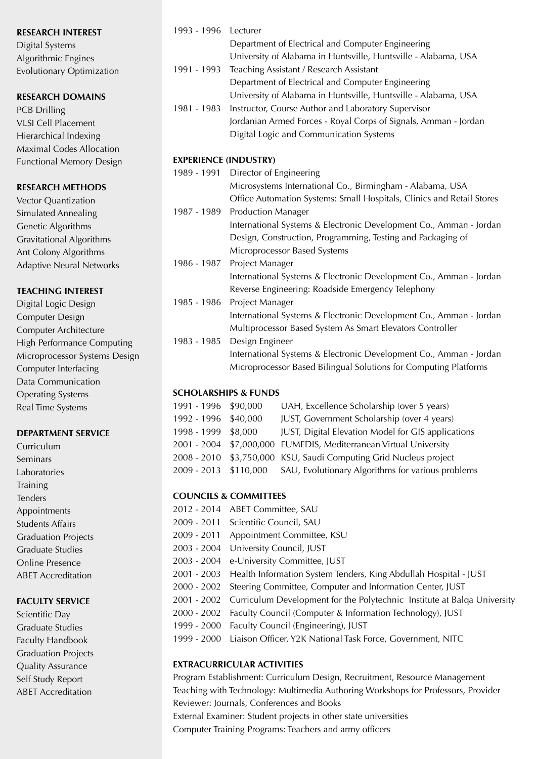## RESEARCH INTEREST

Digital Systems
Algorithmic Engines
Evolutionary Optimization

## RESEARCH DOMAINS

PCB Drilling
VLSI Cell Placement
Hierarchical Indexing
Maximal Codes Allocation
Functional Memory Design

## RESEARCH METHODS

Vector Quantization
Simulated Annealing
Genetic Algorithms
Gravitational Algorithms
Ant Colony Algorithms
Adaptive Neural Networks

## TEACHING INTEREST

Digital Logic Design
Computer Design
Computer Architecture
High Performance Computing
Microprocessor Systems Design
Computer Interfacing
Data Communication
Operating Systems
Real Time Systems

## DEPARTMENT SERVICE

Curriculum
Seminars
Laboratories
Training
Tenders
Appointments
Students Affairs
Graduation Projects
Graduate Studies
Online Presence
ABET Accreditation

## FACULTY SERVICE

Scientific Day
Graduate Studies
Faculty Handbook
Graduation Projects
Quality Assurance
Self Study Report
ABET Accreditation

---

1993 - 1996 Lecturer
Department of Electrical and Computer Engineering
University of Alabama in Huntsville, Huntsville - Alabama, USA

1991 - 1993 Teaching Assistant / Research Assistant
Department of Electrical and Computer Engineering
University of Alabama in Huntsville, Huntsville - Alabama, USA

1981 - 1983 Instructor, Course Author and Laboratory Supervisor
Jordanian Armed Forces - Royal Corps of Signals, Amman - Jordan
Digital Logic and Communication Systems

## EXPERIENCE (INDUSTRY)

1989 - 1991 Director of Engineering
Microsystems International Co., Birmingham - Alabama, USA
Office Automation Systems: Small Hospitals, Clinics and Retail Stores

1987 - 1989 Production Manager
International Systems & Electronic Development Co., Amman - Jordan
Design, Construction, Programming, Testing and Packaging of Microprocessor Based Systems

1986 - 1987 Project Manager
International Systems & Electronic Development Co., Amman - Jordan
Reverse Engineering: Roadside Emergency Telephony

1985 - 1986 Project Manager
International Systems & Electronic Development Co., Amman - Jordan
Multiprocessor Based System As Smart Elevators Controller

1983 - 1985 Design Engineer
International Systems & Electronic Development Co., Amman - Jordan
Microprocessor Based Bilingual Solutions for Computing Platforms

## SCHOLARSHIPS & FUNDS

| | | |
|---|---|---|
| 1991 - 1996 | $90,000 | UAH, Excellence Scholarship (over 5 years) |
| 1992 - 1996 | $40,000 | JUST, Government Scholarship (over 4 years) |
| 1998 - 1999 | $8,000 | JUST, Digital Elevation Model for GIS applications |
| 2001 - 2004 | $7,000,000 | EUMEDIS, Mediterranean Virtual University |
| 2008 - 2010 | $3,750,000 | KSU, Saudi Computing Grid Nucleus project |
| 2009 - 2013 | $110,000 | SAU, Evolutionary Algorithms for various problems |

## COUNCILS & COMMITTEES

| | |
|---|---|
| 2012 - 2014 | ABET Committee, SAU |
| 2009 - 2011 | Scientific Council, SAU |
| 2009 - 2011 | Appointment Committee, KSU |
| 2003 - 2004 | University Council, JUST |
| 2003 - 2004 | e-University Committee, JUST |
| 2001 - 2003 | Health Information System Tenders, King Abdullah Hospital - JUST |
| 2000 - 2002 | Steering Committee, Computer and Information Center, JUST |
| 2001 - 2002 | Curriculum Development for the Polytechnic Institute at Balqa University |
| 2000 - 2002 | Faculty Council (Computer & Information Technology), JUST |
| 1999 - 2000 | Faculty Council (Engineering), JUST |
| 1999 - 2000 | Liaison Officer, Y2K National Task Force, Government, NITC |

## EXTRACURRICULAR ACTIVITIES

Program Establishment: Curriculum Design, Recruitment, Resource Management
Teaching with Technology: Multimedia Authoring Workshops for Professors, Provider
Reviewer: Journals, Conferences and Books
External Examiner: Student projects in other state universities
Computer Training Programs: Teachers and army officers